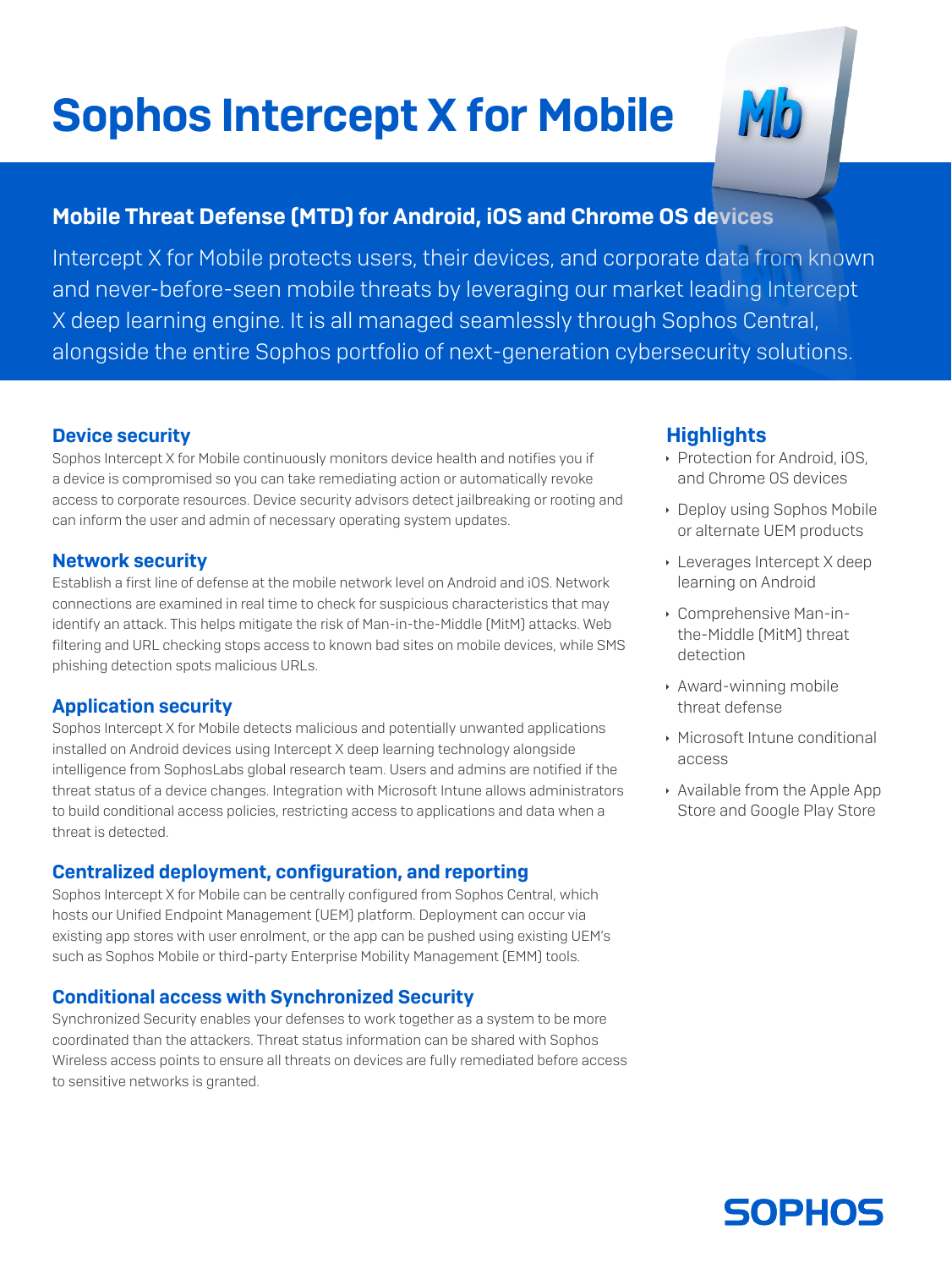# Sophos Intercept X for Mobile

## Mobile Threat Defense (MTD) for Android, iOS and Chrome OS devices

Intercept X for Mobile protects users, their devices, and corporate data from known and never-before-seen mobile threats by leveraging our market leading Intercept X deep learning engine. It is all managed seamlessly through Sophos Central, alongside the entire Sophos portfolio of next-generation cybersecurity solutions.

### Device security

Sophos Intercept X for Mobile continuously monitors device health and notifies you if a device is compromised so you can take remediating action or automatically revoke access to corporate resources. Device security advisors detect jailbreaking or rooting and can inform the user and admin of necessary operating system updates.

### Network security

Establish a first line of defense at the mobile network level on Android and iOS. Network connections are examined in real time to check for suspicious characteristics that may identify an attack. This helps mitigate the risk of Man-in-the-Middle (MitM) attacks. Web filtering and URL checking stops access to known bad sites on mobile devices, while SMS phishing detection spots malicious URLs.

### Application security

Sophos Intercept X for Mobile detects malicious and potentially unwanted applications installed on Android devices using Intercept X deep learning technology alongside intelligence from SophosLabs global research team. Users and admins are notified if the threat status of a device changes. Integration with Microsoft Intune allows administrators to build conditional access policies, restricting access to applications and data when a threat is detected.

### Centralized deployment, configuration, and reporting

Sophos Intercept X for Mobile can be centrally configured from Sophos Central, which hosts our Unified Endpoint Management (UEM) platform. Deployment can occur via existing app stores with user enrolment, or the app can be pushed using existing UEM's such as Sophos Mobile or third-party Enterprise Mobility Management (EMM) tools.

### Conditional access with Synchronized Security

Synchronized Security enables your defenses to work together as a system to be more coordinated than the attackers. Threat status information can be shared with Sophos Wireless access points to ensure all threats on devices are fully remediated before access to sensitive networks is granted.

### Highlights

- Protection for Android, iOS, and Chrome OS devices
- Deploy using Sophos Mobile or alternate UEM products
- Leverages Intercept X deep learning on Android
- Comprehensive Man-in-the-Middle (MitM) threat detection
- Award-winning mobile threat defense
- Microsoft Intune conditional access
- Available from the Apple App Store and Google Play Store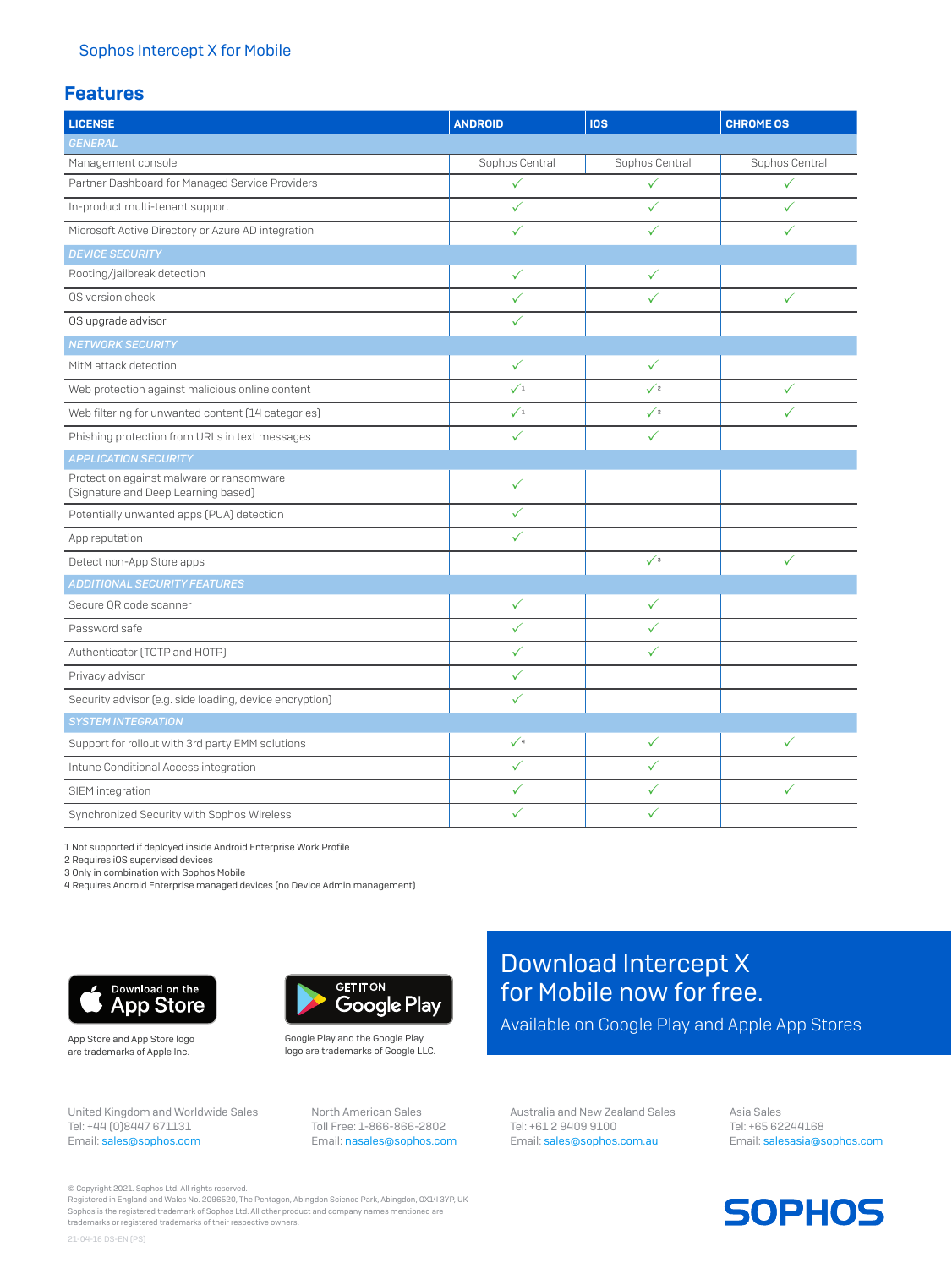Sophos Intercept X for Mobile

## Features

| LICENSE | ANDROID | IOS | CHROME OS |
|---|---|---|---|
| *GENERAL* | | | |
| Management console | Sophos Central | Sophos Central | Sophos Central |
| Partner Dashboard for Managed Service Providers | ✓ | ✓ | ✓ |
| In-product multi-tenant support | ✓ | ✓ | ✓ |
| Microsoft Active Directory or Azure AD integration | ✓ | ✓ | ✓ |
| *DEVICE SECURITY* | | | |
| Rooting/jailbreak detection | ✓ | ✓ | |
| OS version check | ✓ | ✓ | ✓ |
| OS upgrade advisor | ✓ | | |
| *NETWORK SECURITY* | | | |
| MitM attack detection | ✓ | ✓ | |
| Web protection against malicious online content | ✓[1] | ✓[2] | ✓ |
| Web filtering for unwanted content (14 categories) | ✓[1] | ✓[2] | ✓ |
| Phishing protection from URLs in text messages | ✓ | ✓ | |
| *APPLICATION SECURITY* | | | |
| Protection against malware or ransomware (Signature and Deep Learning based) | ✓ | | |
| Potentially unwanted apps (PUA) detection | ✓ | | |
| App reputation | ✓ | | |
| Detect non-App Store apps | | ✓[3] | ✓ |
| *ADDITIONAL SECURITY FEATURES* | | | |
| Secure QR code scanner | ✓ | ✓ | |
| Password safe | ✓ | ✓ | |
| Authenticator (TOTP and HOTP) | ✓ | ✓ | |
| Privacy advisor | ✓ | | |
| Security advisor (e.g. side loading, device encryption) | ✓ | | |
| *SYSTEM INTEGRATION* | | | |
| Support for rollout with 3rd party EMM solutions | ✓[4] | ✓ | ✓ |
| Intune Conditional Access integration | ✓ | ✓ | |
| SIEM integration | ✓ | ✓ | ✓ |
| Synchronized Security with Sophos Wireless | ✓ | ✓ | |

1 Not supported if deployed inside Android Enterprise Work Profile
2 Requires iOS supervised devices
3 Only in combination with Sophos Mobile
4 Requires Android Enterprise managed devices (no Device Admin management)

Download on the App Store

App Store and App Store logo are trademarks of Apple Inc.

GET IT ON Google Play

Google Play and the Google Play logo are trademarks of Google LLC.

## Download Intercept X for Mobile now for free.

Available on Google Play and Apple App Stores

United Kingdom and Worldwide Sales
Tel: +44 (0)8447 671131
Email: sales@sophos.com

North American Sales
Toll Free: 1-866-866-2802
Email: nasales@sophos.com

Australia and New Zealand Sales
Tel: +61 2 9409 9100
Email: sales@sophos.com.au

Asia Sales
Tel: +65 62244168
Email: salesasia@sophos.com

© Copyright 2021. Sophos Ltd. All rights reserved.
Registered in England and Wales No. 2096520, The Pentagon, Abingdon Science Park, Abingdon, OX14 3YP, UK
Sophos is the registered trademark of Sophos Ltd. All other product and company names mentioned are trademarks or registered trademarks of their respective owners.

21-04-16 DS-EN (PS)

SOPHOS